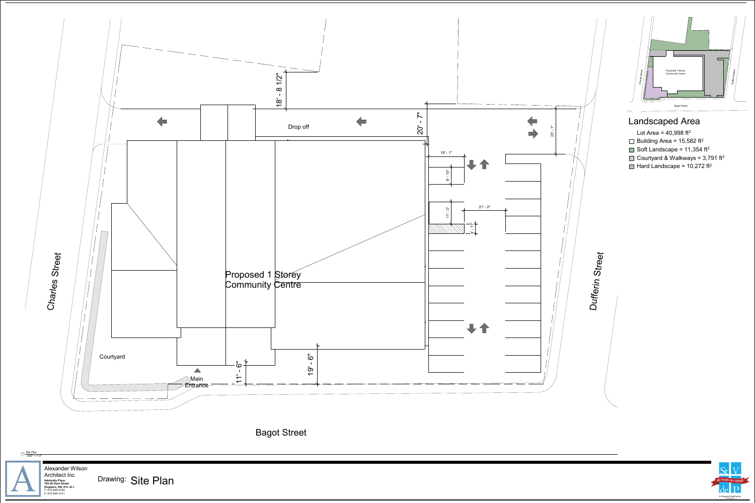Charles Street

Dufferin Street

Bagot Street

Drop off

Proposed 1 Storey Community Centre

Courtyard

Main Entrance

18' - 8 1/2"

20' - 7"

23' - 1"

18' - 1"

8' - 10"

11' - 2"

21' - 0"

4' - 11"

11' - 6"

19' - 6"

## Landscaped Area

Lot Area = 40,998 $ft^2$

- Building Area = 15,582 $ft^2$
- Soft Landscape = 11,354 $ft^2$
- Courtyard & Walkways = 3,791 $ft^2$
- Hard Landscape = 10,272 $ft^2$

1 Site Plan
3/32" = 1'-0"

Alexander Wilson Architect Inc

**Admiralty Place**
**103-20 Gore Street**
**Kingston, ON, K7L 2L1**
T: 613-545-3744
F: 613-545-1411

Drawing: Site Plan

St. Vincent de Paul Society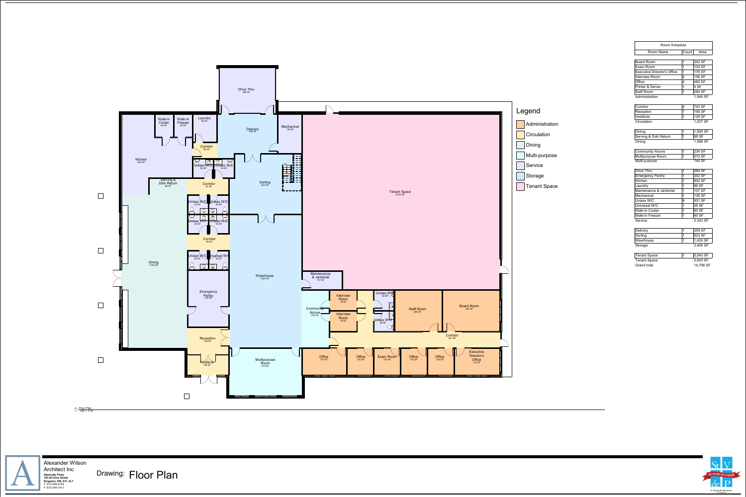## Room Schedule

| Room Name | Count | Area |
|---|---|---|
| Board Room | 1 | 342 SF |
| Exam Room | 1 | 103 SF |
| Executive Director's Office | 1 | 176 SF |
| Interview Room | 4 | 156 SF |
| Office | 4 | 482 SF |
| Printer & Server | 1 | 0 SF |
| Staff Room | 1 | 284 SF |
| Administration | | 1,544 SF |
| Corridor | 4 | 743 SF |
| Reception | 1 | 166 SF |
| Vestibule | 1 | 128 SF |
| Circulation | | 1,037 SF |
| Dining | 1 | 1,500 SF |
| Serving & Dish Return | 1 | 88 SF |
| Dining | | 1,588 SF |
| Community Alcove | 1 | 234 SF |
| Multipurpose Room | 1 | 510 SF |
| Multi-purpose | | 744 SF |
| Drive Thru | 1 | 384 SF |
| Emergency Pantry | 1 | 342 SF |
| Kitchen | 1 | 602 SF |
| Laundry | 1 | 96 SF |
| Maintenance & Janitorial | 1 | 107 SF |
| Mechanical | 1 | 136 SF |
| Unisex W/C | 9 | 501 SF |
| Universal W/C | 1 | 55 SF |
| Walk-In Cooler | 1 | 60 SF |
| Walk-In Freezer | 1 | 60 SF |
| Service | | 2,343 SF |
| Delivery | 1 | 359 SF |
| Sorting | 1 | 623 SF |
| Wearhouse | 1 | 1,424 SF |
| Storage | | 2,406 SF |
| Tenant Space | 1 | 5,043 SF |
| Tenant Space | | 5,043 SF |
| Grand total | | 14,706 SF |

## Legend

- Administration
- Circulation
- Dining
- Multi-purpose
- Service
- Storage
- Tenant Space

Drive Thru 384 SF
Walk-In Cooler 60 SF
Walk-In Freezer 60 SF
Laundry 96 SF
Delivery 359 SF
Mechanical 136 SF
Kitchen 602 SF
Corridor 56 SF
Unisex W/C 55 SF
Unisex W/C 55 SF
Serving & Dish Return 88 SF
Corridor 97 SF
Sorting 623 SF
Tenant Space 5,043 SF
Unisex W/C 55 SF
Unisex W/C 55 SF
Unisex W/C 55 SF
Unisex W/C 55 SF
Corridor 99 SF
Dining 1,500 SF
Unisex W/C 55 SF
Universal W/C 55 SF
Wearhouse 1,424 SF
Maintenance & Janitorial 107 SF
Emergency Pantry 342 SF
Interview Room 78 SF
Unisex W/C 58 SF
Community Alcove 234 SF
Interview Room 78 SF
Unisex W/C 58 SF
Staff Room 284 SF
Board Room 342 SF
Reception 166 SF
Corridor 491 SF
Vestibule 128 SF
Multipurpose Room 510 SF
Office 174 SF
Office 102 SF
Exam Room 103 SF
Office 102 SF
Office 102 SF
Executive Director's Office 176 SF

1 Floor Plan 1/8" = 1'-0"

Alexander Wilson Architect Inc
Admiralty Place
103-20 Gore Street
Kingston, ON, K7L 2L1
T: 613-545-3744
F: 613-545-1411

Drawing: Floor Plan

St. Vincent de Paul Society — 50+ Years of Caring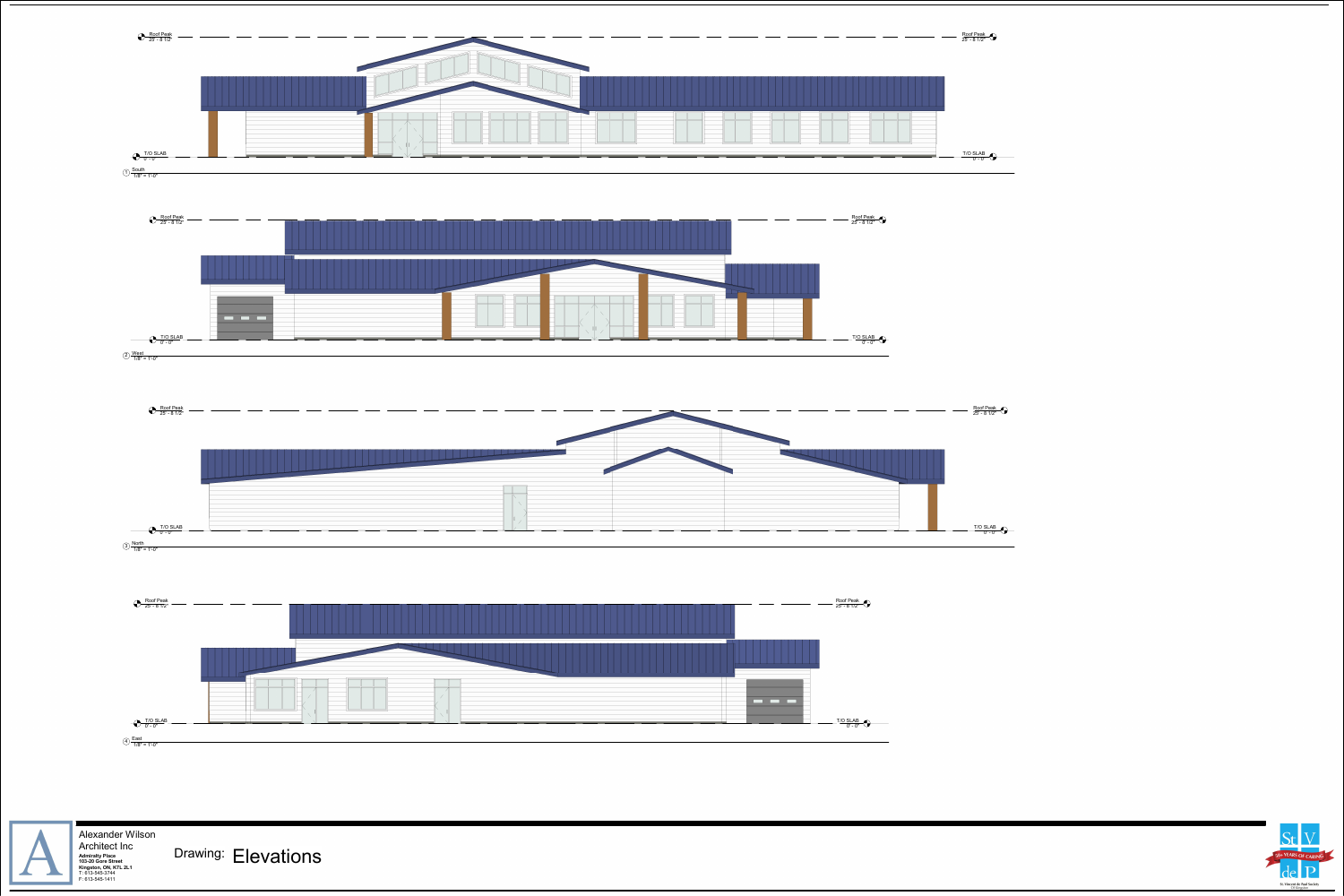Roof Peak 25' - 8 1/2"

T/O SLAB 0' - 0"

1 South 1/8" = 1'-0"

Roof Peak 25' - 8 1/2"

T/O SLAB 0' - 0"

2 West 1/8" = 1'-0"

Roof Peak 25' - 8 1/2"

T/O SLAB 0' - 0"

3 North 1/8" = 1'-0"

Roof Peak 25' - 8 1/2"

T/O SLAB 0' - 0"

4 East 1/8" = 1'-0"

Alexander Wilson Architect Inc

**Admiralty Place**
**103-20 Gore Street**
**Kingston, ON, K7L 2L1**
T: 613-545-3744
F: 613-545-1411

Drawing: Elevations

St V de P — 50 YEARS OF CARING — St. Vincent de Paul Society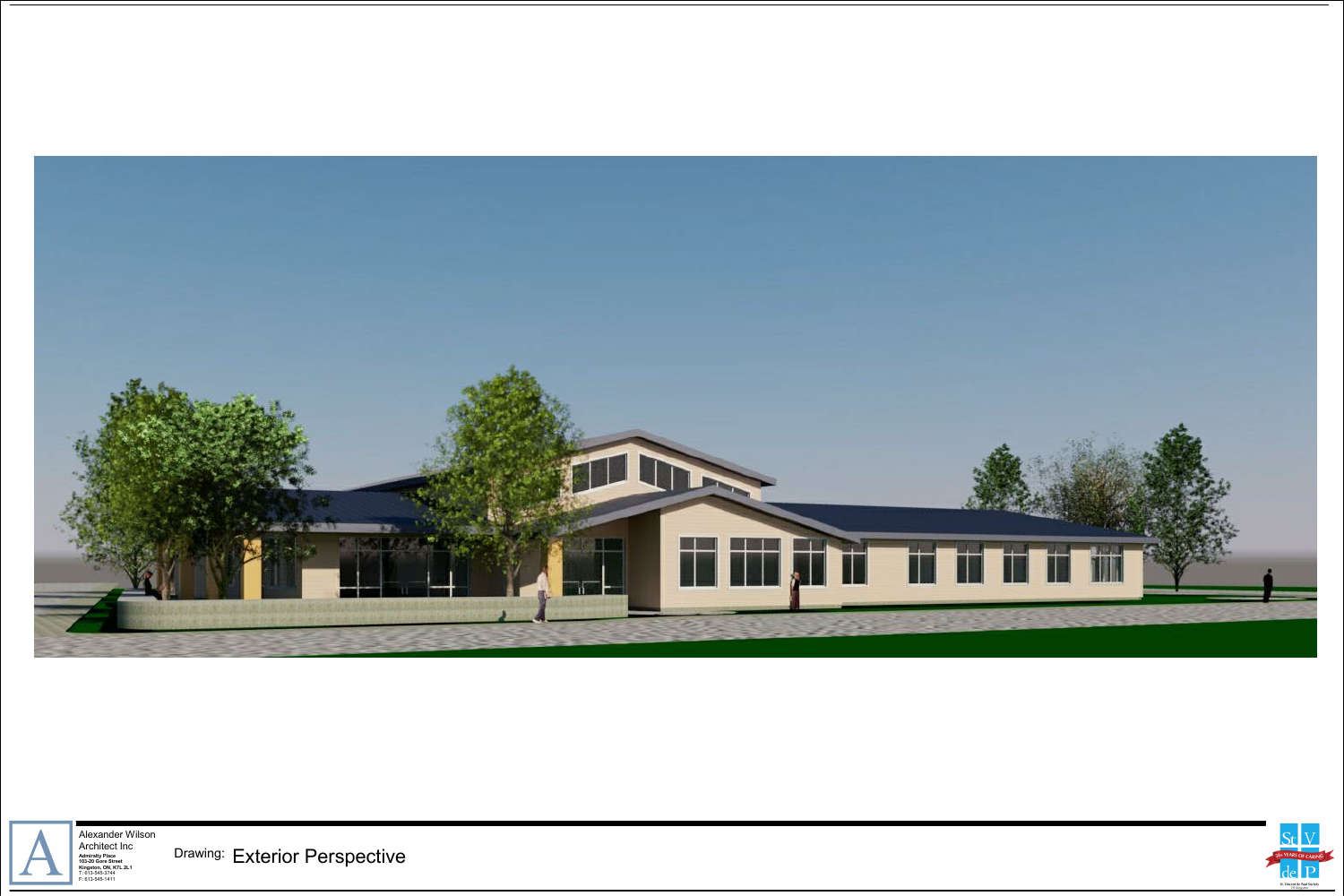Alexander Wilson
Architect Inc
Admiralty Place
103-20 Gore Street
Kingston, ON, K7L 2L1
T: 613-545-3744
F: 613-545-1411

Drawing: Exterior Perspective